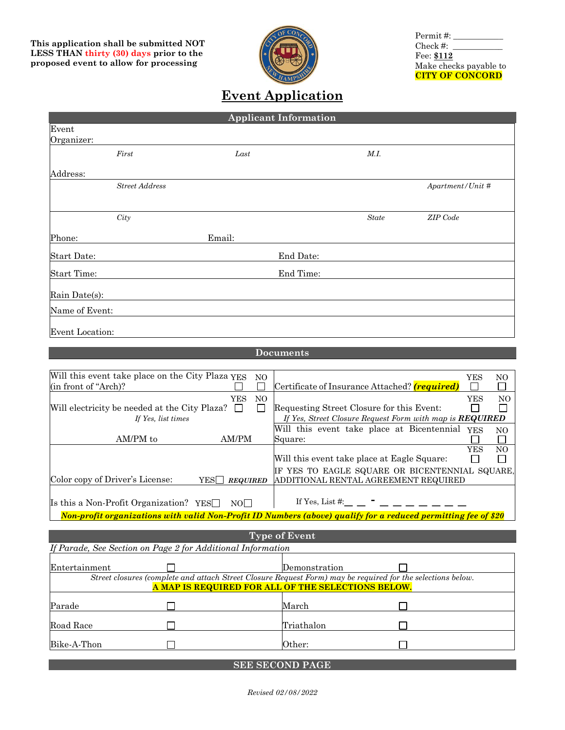**This application shall be submitted NOT LESS THAN thirty (30) days prior to the proposed event to allow for processing**

Permit #: ___________
Check #: ___________
Fee: **$112**
Make checks payable to **CITY OF CONCORD**

# Event Application

## Applicant Information

| | | | |
|---|---|---|---|
| Event Organizer: | | | |
| *First* | *Last* | *M.I.* | |
| Address: | | | |
| *Street Address* | | | *Apartment/Unit #* |
| *City* | | *State* | *ZIP Code* |
| Phone: | Email: | | |
| Start Date: | | End Date: | |
| Start Time: | | End Time: | |
| Rain Date(s): | | | |
| Name of Event: | | | |
| Event Location: | | | |

## Documents

| | |
|---|---|
| Will this event take place on the City Plaza (in front of "Arch")? YES ☐ NO ☐ | Certificate of Insurance Attached? ***(required)*** YES ☐ NO ☐ |
| Will electricity be needed at the City Plaza? YES ☐ NO ☐ <br> *If Yes, list times* <br> AM/PM to AM/PM | Requesting Street Closure for this Event: YES ☐ NO ☐ <br> *If Yes, Street Closure Request Form with map is **REQUIRED*** |
| | Will this event take place at Bicentennial Square: YES ☐ NO ☐ |
| Color copy of Driver's License: YES ☐ ***REQUIRED*** | Will this event take place at Eagle Square: YES ☐ NO ☐ <br> IF YES TO EAGLE SQUARE OR BICENTENNIAL SQUARE, ADDITIONAL RENTAL AGREEMENT REQUIRED |
| Is this a Non-Profit Organization? YES ☐ NO ☐ | If Yes, List #: __ __ - __ __ __ __ __ __ __ |

***Non-profit organizations with valid Non-Profit ID Numbers (above) qualify for a reduced permitting fee of $20***

## Type of Event

*If Parade, See Section on Page 2 for Additional Information*

| | | | |
|---|---|---|---|
| Entertainment | ☐ | Demonstration | ☐ |

*Street closures (complete and attach Street Closure Request Form) may be required for the selections below.*
**A MAP IS REQUIRED FOR ALL OF THE SELECTIONS BELOW.**

| | | | |
|---|---|---|---|
| Parade | ☐ | March | ☐ |
| Road Race | ☐ | Triathalon | ☐ |
| Bike-A-Thon | ☐ | Other: | ☐ |

**SEE SECOND PAGE**

*Revised 02/08/2022*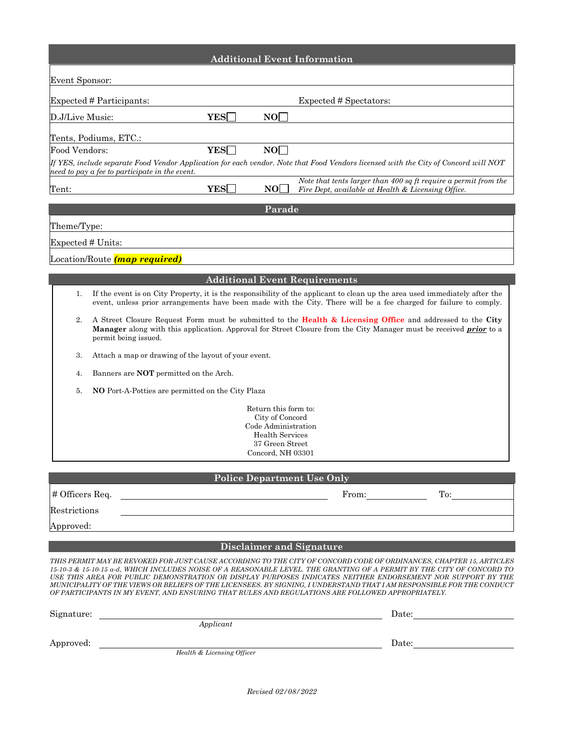## Additional Event Information

Event Sponsor:

Expected # Participants: Expected # Spectators:

D.J/Live Music: **YES** ☐ **NO** ☐

Tents, Podiums, ETC.:

Food Vendors: **YES** ☐ **NO** ☐

*If YES, include separate Food Vendor Application for each vendor. Note that Food Vendors licensed with the City of Concord will NOT need to pay a fee to participate in the event.*

Tent: **YES** ☐ **NO** ☐ *Note that tents larger than 400 sq ft require a permit from the Fire Dept, available at Health & Licensing Office.*

## Parade

Theme/Type:

Expected # Units:

Location/Route ***(map required)***

## Additional Event Requirements

1. If the event is on City Property, it is the responsibility of the applicant to clean up the area used immediately after the event, unless prior arrangements have been made with the City. There will be a fee charged for failure to comply.
2. A Street Closure Request Form must be submitted to the **Health & Licensing Office** and addressed to the **City Manager** along with this application. Approval for Street Closure from the City Manager must be received ***prior*** to a permit being issued.
3. Attach a map or drawing of the layout of your event.
4. Banners are **NOT** permitted on the Arch.
5. **NO** Port-A-Potties are permitted on the City Plaza

Return this form to:
City of Concord
Code Administration
Health Services
37 Green Streets
Concord, NH 03301

## Police Department Use Only

# Officers Req. ______________________ From: __________ To: __________

Restrictions ______________________

Approved:

## Disclaimer and Signature

*THIS PERMIT MAY BE REVOKED FOR JUST CAUSE ACCORDING TO THE CITY OF CONCORD CODE OF ORDINANCES, CHAPTER 15, ARTICLES 15-10-3 & 15-10-15 a-d, WHICH INCLUDES NOISE OF A REASONABLE LEVEL. THE GRANTING OF A PERMIT BY THE CITY OF CONCORD TO USE THIS AREA FOR PUBLIC DEMONSTRATION OR DISPLAY PURPOSES INDICATES NEITHER ENDORSEMENT NOR SUPPORT BY THE MUNICIPALITY OF THE VIEWS OR BELIEFS OF THE LICENSEES. BY SIGNING, I UNDERSTAND THAT I AM RESPONSIBLE FOR THE CONDUCT OF PARTICIPANTS IN MY EVENT, AND ENSURING THAT RULES AND REGULATIONS ARE FOLLOWED APPROPRIATELY.*

Signature: ______________________ Date: __________
*Applicant*

Approved: ______________________ Date: __________
*Health & Licensing Officer*

*Revised 02/08/2022*